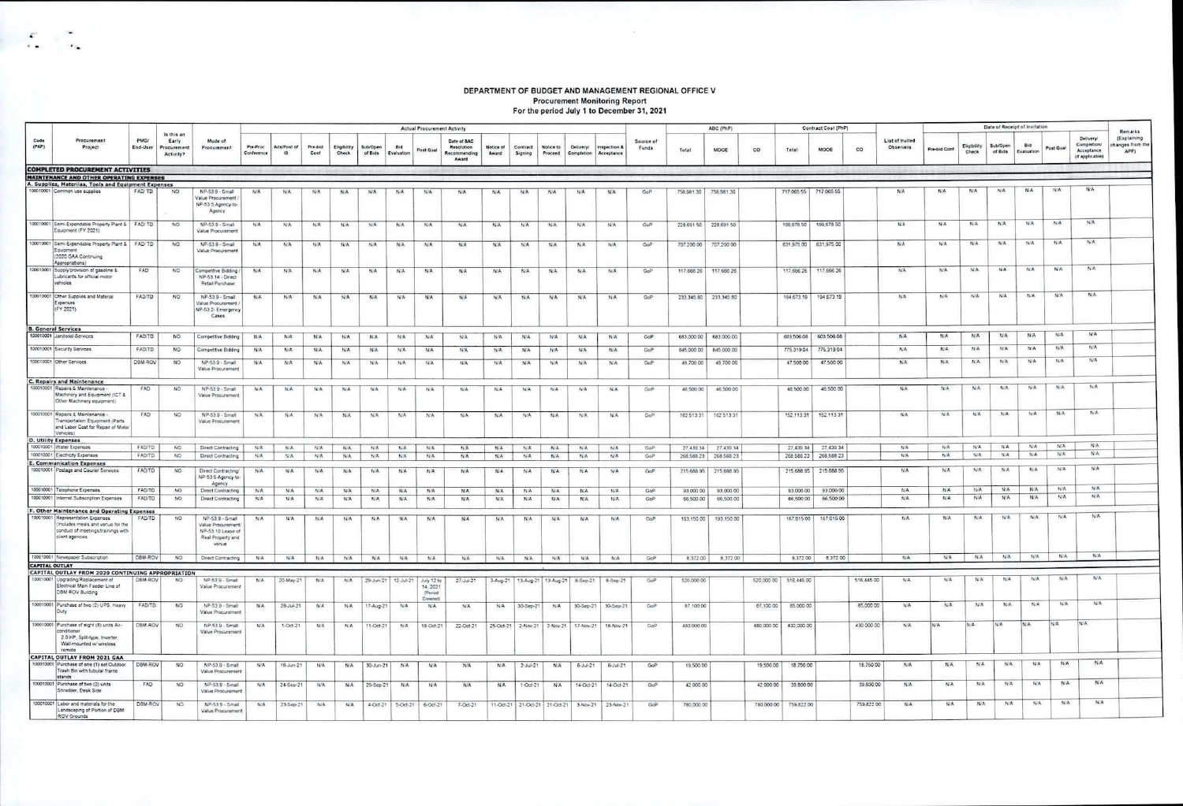# DEPARTMENT OF BUDGET AND MANAGEMENT REGIONAL OFFICE V

## Procurement Monitoring Report

### For the period July 1 to December 31, 2021

| Code (PAP) | Procurement Project | PMO/ End-User | Is this an Early Procurement Activity? | Mode of Procurement | Actual Procurement Activity | | | | | | | | | | | | | | Source of Funds | ABC (PhP) | | | Contract Cost (PhP) | | | List of Invited Observers | Date of Receipt of Invitation | | | | | | Remarks (Explaining changes from the APP) |
|---|---|---|---|---|---|---|---|---|---|---|---|---|---|---|---|---|---|---|---|---|---|---|---|---|---|---|---|---|---|---|---|---|---|
| | | | | | Pre-Proc Conference | Ads/Post of IB | Pre-bid Conf | Eligibility Check | Sub/Open of Bids | Bid Evaluation | Post Qual | Date of BAC Resolution Recommending Award | Notice of Award | Contract Signing | Notice to Proceed | Delivery/ Completion | Inspection & Acceptance | | | Total | MOOE | CO | Total | MOOE | CO | | Pre-bid Conf | Eligibility Check | Sub/Open of Bids | Bid Evaluation | Post Qual | Delivery/ Completion/ Acceptance (If applicable) | |
| **COMPLETED PROCUREMENT ACTIVITIES** | | | | | | | | | | | | | | | | | | | | | | | | | | | | | | | | | |
| **MAINTENANCE AND OTHER OPERATING EXPENSES** | | | | | | | | | | | | | | | | | | | | | | | | | | | | | | | | | |
| **A. Supplies, Materials, Tools and Equipment Expenses** | | | | | | | | | | | | | | | | | | | | | | | | | | | | | | | | | |
| 100010001 | Common use supplies | FAD/ TD | NO | NP-53.9 - Small Value Procurement / NP-53.5 Agency-to-Agency | N/A | N/A | N/A | N/A | N/A | N/A | N/A | N/A | N/A | N/A | N/A | N/A | N/A | GoP | 758,961.30 | 758,961.30 | | 717,065.55 | 717,065.55 | | N/A | N/A | N/A | N/A | N/A | N/A | N/A | |
| 100010001 | Semi-Expendable Property Plant & Equipment (FY 2021) | FAD/ TD | NO | NP-53.9 - Small Value Procurement | N/A | N/A | N/A | N/A | N/A | N/A | N/A | N/A | N/A | N/A | N/A | N/A | N/A | GoP | 228,691.50 | 228,691.50 | | 199,678.50 | 199,678.50 | | N/A | N/A | N/A | N/A | N/A | N/A | N/A | |
| 100010001 | Semi-Expendable Property Plant & Equipment (2020 GAA-Continuing Appropriations) | FAD/ TD | NO | NP-53.9 - Small Value Procurement | N/A | N/A | N/A | N/A | N/A | N/A | N/A | N/A | N/A | N/A | N/A | N/A | N/A | GoP | 707,200.00 | 707,200.00 | | 631,975.00 | 631,975.00 | | N/A | N/A | N/A | N/A | N/A | N/A | N/A | |
| 100010001 | Supply/provision of gasoline & Lubricants for official motor vehicles | FAD | NO | Competitive Bidding / NP-53.14 - Direct Retail Purchase | N/A | N/A | N/A | N/A | N/A | N/A | N/A | N/A | N/A | N/A | N/A | N/A | N/A | GoP | 117,666.26 | 117,666.26 | | 117,666.26 | 117,666.26 | | N/A | N/A | N/A | N/A | N/A | N/A | N/A | |
| 100010001 | Other Supplies and Material Expenses (FY 2021) | FAD/TD | NO | NP-53.9 - Small Value Procurement / NP-53.2- Emergency Cases | N/A | N/A | N/A | N/A | N/A | N/A | N/A | N/A | N/A | N/A | N/A | N/A | N/A | GoP | 233,345.80 | 233,345.80 | | 194,673.19 | 194,673.19 | | N/A | N/A | N/A | N/A | N/A | N/A | N/A | |
| **B. General Services** | | | | | | | | | | | | | | | | | | | | | | | | | | | | | | | | | |
| 100010001 | Janitorial Services | FAD/TD | NO | Competitive Bidding | N/A | N/A | N/A | N/A | N/A | N/A | N/A | N/A | N/A | N/A | N/A | N/A | N/A | GoP | 683,000.00 | 683,000.00 | | 603,506.08 | 603,506.08 | | N/A | N/A | N/A | N/A | N/A | N/A | N/A | |
| 100010001 | Security Services | FAD/TD | NO | Competitive Bidding | N/A | N/A | N/A | N/A | N/A | N/A | N/A | N/A | N/A | N/A | N/A | N/A | N/A | GoP | 845,000.00 | 845,000.00 | | 775,319.04 | 775,319.04 | | N/A | N/A | N/A | N/A | N/A | N/A | N/A | |
| 100010001 | Other Services | DBM-ROV | NO | NP-53.9 - Small Value Procurement | N/A | N/A | N/A | N/A | N/A | N/A | N/A | N/A | N/A | N/A | N/A | N/A | N/A | GoP | 49,700.00 | 49,700.00 | | 47,500.00 | 47,500.00 | | N/A | N/A | N/A | N/A | N/A | N/A | N/A | |
| **C. Repairs and Maintenance** | | | | | | | | | | | | | | | | | | | | | | | | | | | | | | | | | |
| 100010001 | Repairs & Maintenance - Machinery and Equipment (ICT & Other Machinery equipment) | FAD | NO | NP-53.9 - Small Value Procurement | N/A | N/A | N/A | N/A | N/A | N/A | N/A | N/A | N/A | N/A | N/A | N/A | N/A | GoP | 46,500.00 | 46,500.00 | | 46,500.00 | 46,500.00 | | N/A | N/A | N/A | N/A | N/A | N/A | N/A | |
| 100010001 | Repairs & Maintenance - Transportation Equipment (Parts and Labor Cost for Repair of Motor Vehicles) | FAD | NO | NP-53.9 - Small Value Procurement | N/A | N/A | N/A | N/A | N/A | N/A | N/A | N/A | N/A | N/A | N/A | N/A | N/A | GoP | 162,513.31 | 162,513.31 | | 152,113.31 | 152,113.31 | | N/A | N/A | N/A | N/A | N/A | N/A | N/A | |
| **D. Utility Expenses** | | | | | | | | | | | | | | | | | | | | | | | | | | | | | | | | | |
| 100010001 | Water Expenses | FAD/TD | NO | Direct Contracting | N/A | N/A | N/A | N/A | N/A | N/A | N/A | N/A | N/A | N/A | N/A | N/A | N/A | GoP | 27,439.34 | 27,439.34 | | 27,439.34 | 27,439.34 | | N/A | N/A | N/A | N/A | N/A | N/A | N/A | |
| 100010001 | Electricity Expenses | FAD/TD | NO | Direct Contracting | N/A | N/A | N/A | N/A | N/A | N/A | N/A | N/A | N/A | N/A | N/A | N/A | N/A | GoP | 268,588.23 | 268,588.23 | | 268,588.23 | 268,588.23 | | N/A | N/A | N/A | N/A | N/A | N/A | N/A | |
| **E. Communication Expenses** | | | | | | | | | | | | | | | | | | | | | | | | | | | | | | | | | |
| 100010001 | Postage and Courier Services | FAD/TD | NO | Direct Contracting/ NP-53.5 Agency-to-Agency | N/A | N/A | N/A | N/A | N/A | N/A | N/A | N/A | N/A | N/A | N/A | N/A | N/A | GoP | 215,688.95 | 215,688.95 | | 215,688.95 | 215,688.95 | | N/A | N/A | N/A | N/A | N/A | N/A | N/A | |
| 100010001 | Telephone Expenses | FAD/TD | NO | Direct Contracting | N/A | N/A | N/A | N/A | N/A | N/A | N/A | N/A | N/A | N/A | N/A | N/A | N/A | GoP | 93,000.00 | 93,000.00 | | 93,000.00 | 93,000.00 | | N/A | N/A | N/A | N/A | N/A | N/A | N/A | |
| 100010001 | Internet Subscription Expenses | FAD/TD | NO | Direct Contracting | N/A | N/A | N/A | N/A | N/A | N/A | N/A | N/A | N/A | N/A | N/A | N/A | N/A | GoP | 66,500.00 | 66,500.00 | | 66,500.00 | 66,500.00 | | N/A | N/A | N/A | N/A | N/A | N/A | N/A | |
| **F. Other Maintenance and Operating Expenses** | | | | | | | | | | | | | | | | | | | | | | | | | | | | | | | | | |
| 100010001 | Representation Expenses (Includes meals and venue for the conduct of meetings/trainings with client agencies | FAD/TD | NO | NP-53.9 - Small Value Procurement/ NP-53.10 Lease of Real Property and venue | N/A | N/A | N/A | N/A | N/A | N/A | N/A | N/A | N/A | N/A | N/A | N/A | N/A | GoP | 193,150.00 | 193,150.00 | | 167,015.00 | 167,015.00 | | N/A | N/A | N/A | N/A | N/A | N/A | N/A | |
| 100010001 | Newspaper Subscription | DBM-ROV | NO | Direct Contracting | N/A | N/A | N/A | N/A | N/A | N/A | N/A | N/A | N/A | N/A | N/A | N/A | N/A | GoP | 8,372.00 | 8,372.00 | | 8,372.00 | 8,372.00 | | N/A | N/A | N/A | N/A | N/A | N/A | N/A | |
| **CAPITAL OUTLAY** | | | | | | | | | | | | | | | | | | | | | | | | | | | | | | | | | |
| **CAPITAL OUTLAY FROM 2020 CONTINUING APPROPRIATION** | | | | | | | | | | | | | | | | | | | | | | | | | | | | | | | | | |
| 100010001 | Upgrading/Replacement of Electrical Main Feeder Line of DBM ROV Building | DBM-ROV | NO | NP-53.9 - Small Value Procurement | N/A | 20-May-21 | N/A | N/A | 29-Jun-21 | 12-Jul-21 | July 12 to 14, 2021 (Period Covered) | 27-Jul-21 | 3-Aug-21 | 13-Aug-21 | 13-Aug-21 | 8-Sep-21 | 8-Sep-21 | GoP | 520,000.00 | | 520,000.00 | 516,445.00 | | 516,445.00 | N/A | N/A | N/A | N/A | N/A | N/A | N/A | |
| 100010001 | Purchase of two (2) UPS, Heavy Duty | FAD/TD | NO | NP-53.9 - Small Value Procurement | N/A | 28-Jul-21 | N/A | N/A | 17-Aug-21 | N/A | N/A | N/A | N/A | 30-Sep-21 | N/A | 30-Sep-21 | 30-Sep-21 | GoP | 87,100.00 | | 87,100.00 | 85,000.00 | | 85,000.00 | N/A | N/A | N/A | N/A | N/A | N/A | N/A | |
| 100010001 | Purchase of eight (8) units Air-conditioner 2.0 HP, Split-type, Inverter, Wall-mounted w/ wireless remote | DBM-ROV | NO | NP-53.9 - Small Value Procurement | N/A | 1-Oct-21 | N/A | N/A | 11-Oct-21 | N/A | 18-Oct-21 | 22-Oct-21 | 25-Oct-21 | 2-Nov-21 | 2-Nov-21 | 17-Nov-21 | 18-Nov-21 | GoP | 480,000.00 | | 480,000.00 | 430,000.00 | | 430,000.00 | N/A | N/A | N/A | N/A | N/A | N/A | N/A | |
| **CAPITAL OUTLAY FROM 2021 GAA** | | | | | | | | | | | | | | | | | | | | | | | | | | | | | | | | | |
| 100010001 | Purchase of one (1) set Outdoor Trash Bin with tubular frame stands | DBM-ROV | NO | NP-53.9 - Small Value Procurement | N/A | 16-Jun-21 | N/A | N/A | 30-Jun-21 | N/A | N/A | N/A | N/A | 2-Jul-21 | N/A | 6-Jul-21 | 6-Jul-21 | GoP | 19,500.00 | | 19,500.00 | 18,750.00 | | 18,750.00 | N/A | N/A | N/A | N/A | N/A | N/A | N/A | |
| 100010001 | Purchase of two (2) units Shredder, Desk Side | FAD | NO | NP-53.9 - Small Value Procurement | N/A | 24-Sep-21 | N/A | N/A | 29-Sep-21 | N/A | N/A | N/A | N/A | 1-Oct-21 | N/A | 14-Oct-21 | 14-Oct-21 | GoP | 42,000.00 | | 42,000.00 | 39,800.00 | | 39,800.00 | N/A | N/A | N/A | N/A | N/A | N/A | N/A | |
| 100010001 | Labor and materials for the Landscaping of Portion of DBM ROV Grounds | DBM-ROV | NO | NP-53.9 - Small Value Procurement | N/A | 23-Sep-21 | N/A | N/A | 4-Oct-21 | 5-Oct-21 | 6-Oct-21 | 7-Oct-21 | 11-Oct-21 | 21-Oct-21 | 21-Oct-21 | 3-Nov-21 | 23-Nov-21 | GoP | 780,000.00 | | 780,000.00 | 759,822.00 | | 759,822.00 | N/A | N/A | N/A | N/A | N/A | N/A | N/A | |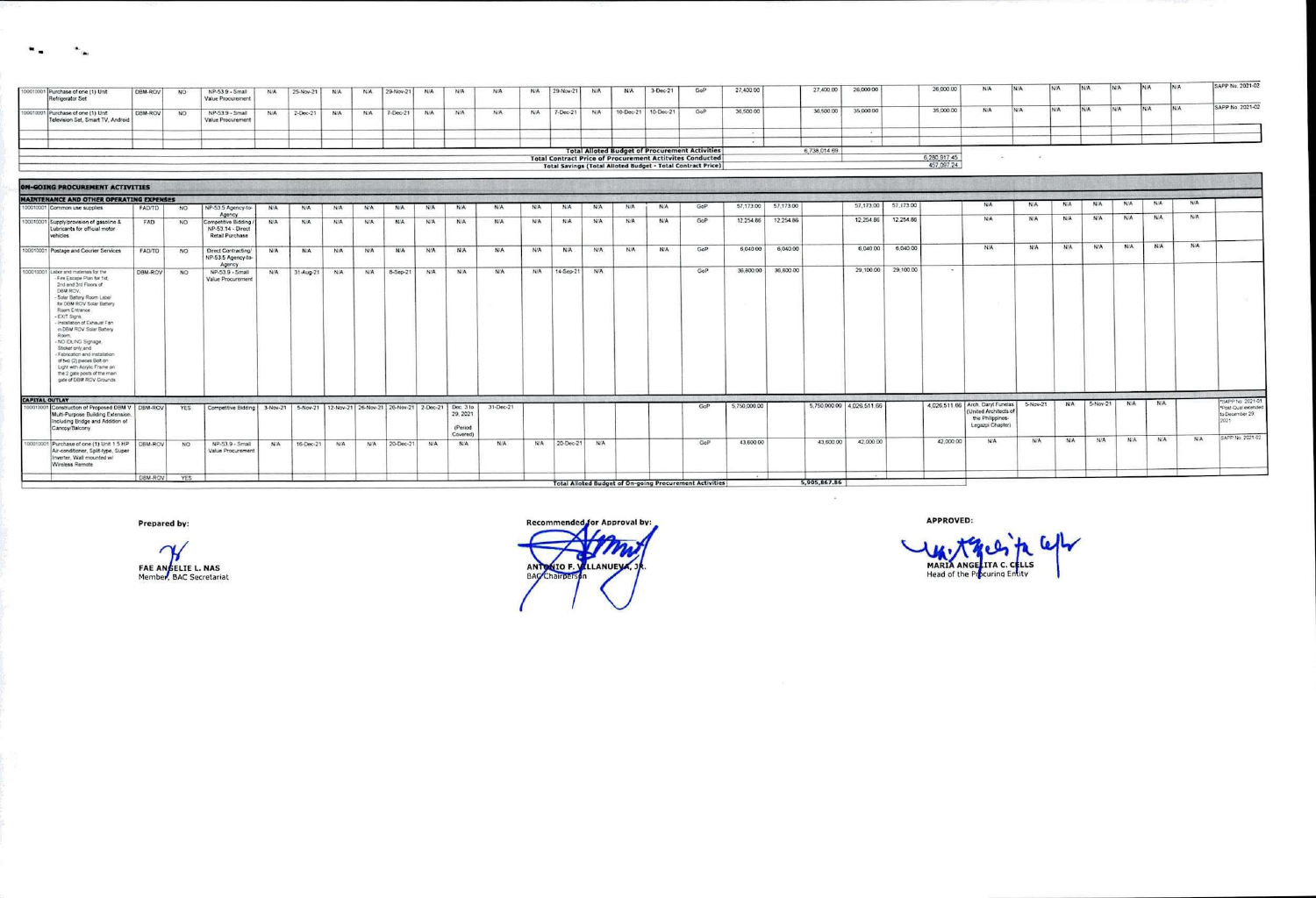| | | | | | | | | | | | | | | | | | | | | | | | | | | | | | | | | | |
|---|---|---|---|---|---|---|---|---|---|---|---|---|---|---|---|---|---|---|---|---|---|---|---|---|---|---|---|---|---|---|---|---|---|
| 100010001 | Purchase of one (1) Unit Refrigerator Set | DBM-ROV | NO | NP-53.9 - Small Value Procurement | N/A | 25-Nov-21 | N/A | N/A | 29-Nov-21 | N/A | N/A | N/A | N/A | 29-Nov-21 | N/A | N/A | 3-Dec-21 | GoP | 27,400.00 | | 27,400.00 | 26,000.00 | | 26,000.00 | N/A | N/A | N/A | N/A | N/A | N/A | N/A | SAPP No. 2021-02 |
| 100010001 | Purchase of one (1) Unit Television Set, Smart TV, Android | DBM-ROV | NO | NP-53.9 - Small Value Procurement | N/A | 2-Dec-21 | N/A | N/A | 7-Dec-21 | N/A | N/A | N/A | N/A | 7-Dec-21 | N/A | 10-Dec-21 | 10-Dec-21 | GoP | 36,500.00 | | 36,500.00 | 35,000.00 | | 35,000.00 | N/A | N/A | N/A | N/A | N/A | N/A | N/A | SAPP No. 2021-02 |
| | | | | | | | | | | | | | | | | | | | - | | | - | | | | | | | | | | |
| | | | | | | | | | | | | | | | | | | | - | | | - | | | | | | | | | | |

| | |
|---|---|
| Total Alloted Budget of Procurement Activities | 6,738,014.69 |
| Total Contract Price of Procurement Activities Conducted | 6,280,917.45 |
| Total Savings (Total Alloted Budget - Total Contract Price) | 457,097.24 |

## ON-GOING PROCUREMENT ACTIVITIES

| | | | | | | | | | | | | | | | | | | | | | | | | | | | | | | | | |
|---|---|---|---|---|---|---|---|---|---|---|---|---|---|---|---|---|---|---|---|---|---|---|---|---|---|---|---|---|---|---|---|---|
| **MAINTENANCE AND OTHER OPERATING EXPENSES** | | | | | | | | | | | | | | | | | | | | | | | | | | | | | | | | |
| 100010001 | Common use supplies | FAD/TD | NO | NP-53.5 Agency-to-Agency | N/A | N/A | N/A | N/A | N/A | N/A | N/A | N/A | N/A | N/A | N/A | N/A | N/A | GoP | 57,173.00 | 57,173.00 | | 57,173.00 | 57,173.00 | | N/A | N/A | N/A | N/A | N/A | N/A | N/A | |
| 100010001 | Supply/provision of gasoline & Lubricants for official motor vehicles | FAD | NO | Competitive Bidding / NP-53.14 - Direct Retail Purchase | N/A | N/A | N/A | N/A | N/A | N/A | N/A | N/A | N/A | N/A | N/A | N/A | N/A | GoP | 12,254.86 | 12,254.86 | | 12,254.86 | 12,254.86 | | N/A | N/A | N/A | N/A | N/A | N/A | N/A | |
| 100010001 | Postage and Courier Services | FAD/TD | NO | Direct Contracting/ NP-53.5 Agency-to-Agency | N/A | N/A | N/A | N/A | N/A | N/A | N/A | N/A | N/A | N/A | N/A | N/A | N/A | GoP | 6,040.00 | 6,040.00 | | 6,040.00 | 6,040.00 | | N/A | N/A | N/A | N/A | N/A | N/A | N/A | |
| 100010001 | Labor and materials for the: - Fire Escape Plan for 1st, 2nd and 3rd Floors of DBM ROV; - Solar Battery Room Label for DBM ROV Solar Battery Room Entrance; - EXIT Signs; - Installation of Exhaust Fan in DBM ROV Solar Battery Room; - NO IDLING Signage, Sticker only and - Fabrication and installation of two (2) pieces Bolt on Light with Acrylic Frame on the 2 gate posts of the main gate of DBM ROV Grounds | DBM-ROV | NO | NP-53.9 - Small Value Procurement | N/A | 31-Aug-21 | N/A | N/A | 8-Sep-21 | N/A | N/A | N/A | N/A | 14-Sep-21 | N/A | | | GoP | 36,800.00 | 36,800.00 | | 29,100.00 | 29,100.00 | - | | | | | | | | |
| **CAPITAL OUTLAY** | | | | | | | | | | | | | | | | | | | | | | | | | | | | | | | | |
| 100010001 | Construction of Proposed DBM V Multi-Purpose Building Extension, Including Bridge and Addition of Canopy/Balcony | DBM-ROV | YES | Competitive Bidding | 3-Nov-21 | 5-Nov-21 | 12-Nov-21 | 26-Nov-21 | 26-Nov-21 | 2-Dec-21 | Dec. 3 to 29, 2021 (Period Covered) | 31-Dec-21 | | | | | | GoP | 5,750,000.00 | | 5,750,000.00 | 4,026,511.66 | | 4,026,511.66 | Arch. Daryl Funelas (United Architects of the Philippines-Legazpi Chapter) | 5-Nov-21 | N/A | 5-Nov-21 | N/A | N/A | | SAPP No. 2021-01 *Post-Qual extended to December 29, 2021 |
| 100010001 | Purchase of one (1) Unit 1.5 HP Air-conditioner, Split-type, Super Inverter, Wall mounted w/ Wireless Remote | DBM-ROV | NO | NP-53.9 - Small Value Procurement | N/A | 16-Dec-21 | N/A | N/A | 20-Dec-21 | N/A | N/A | N/A | N/A | 20-Dec-21 | N/A | | | GoP | 43,600.00 | | 43,600.00 | 42,000.00 | | 42,000.00 | N/A | N/A | N/A | N/A | N/A | N/A | N/A | SAPP No. 2021-02 |
| | | DBM-ROV | YES | | | | | | | | | | | | | | | | - | | | - | | | | | | | | | | |

| | |
|---|---|
| Total Alloted Budget of On-going Procurement Activities | 5,905,867.86 |

Prepared by:

FAE ANGELIE L. NAS
Member, BAC Secretariat

Recommended for Approval by:

ANTONIO F. VILLANUEVA, JR.
BAC Chairperson

APPROVED:

MARIA ANGELITA C. CELLS
Head of the Procuring Entity